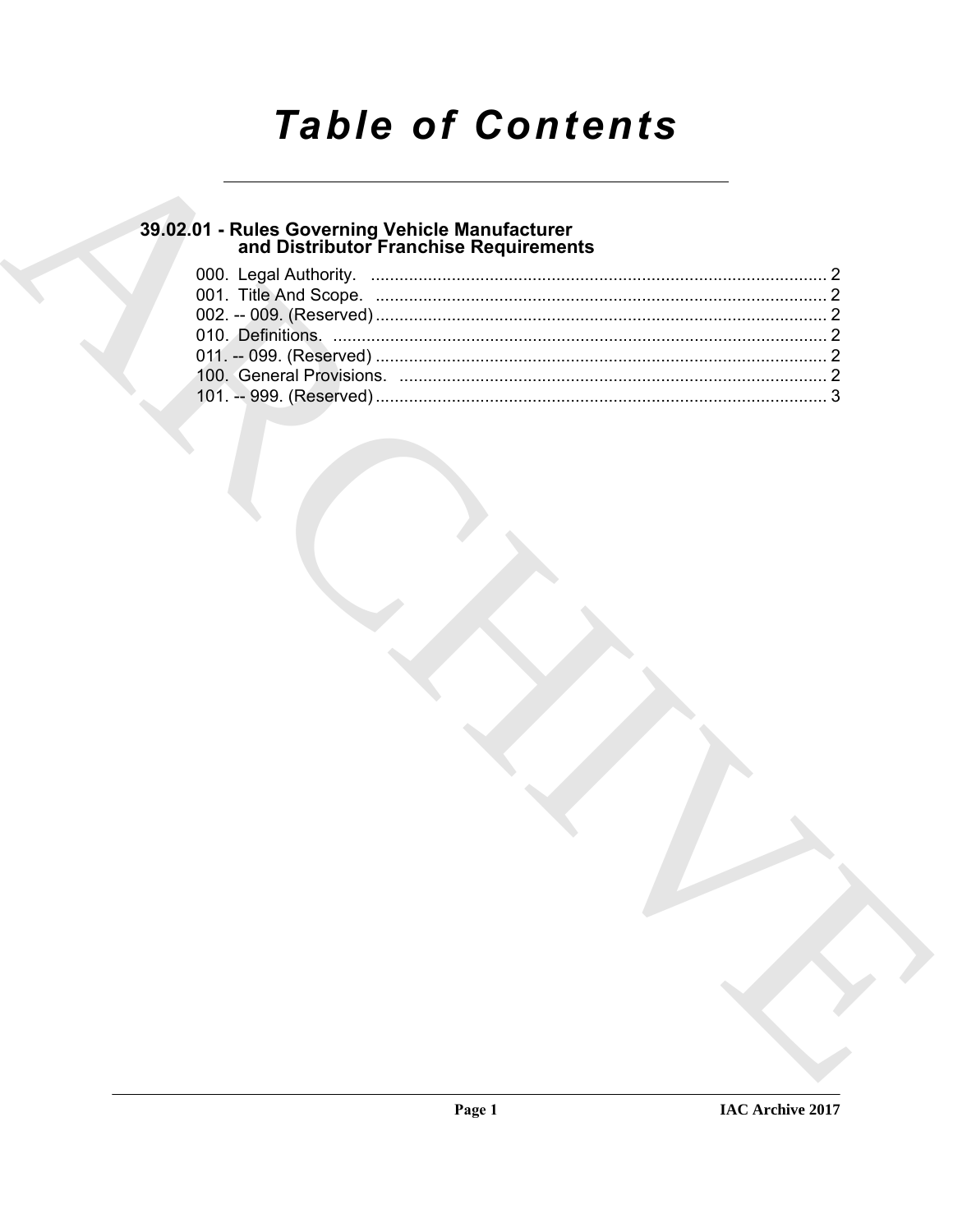# Table of Contents

## 39.02.01 - Rules Governing Vehicle Manufacturer and Distributor Franchise Requirements

000. Legal Authority. ................................................................................................ 2
001. Title And Scope. ................................................................................................ 2
002. -- 009. (Reserved) ............................................................................................. 2
010. Definitions. ........................................................................................................ 2
011. -- 099. (Reserved) ............................................................................................. 2
100. General Provisions. ........................................................................................... 2
101. -- 999. (Reserved) ............................................................................................. 3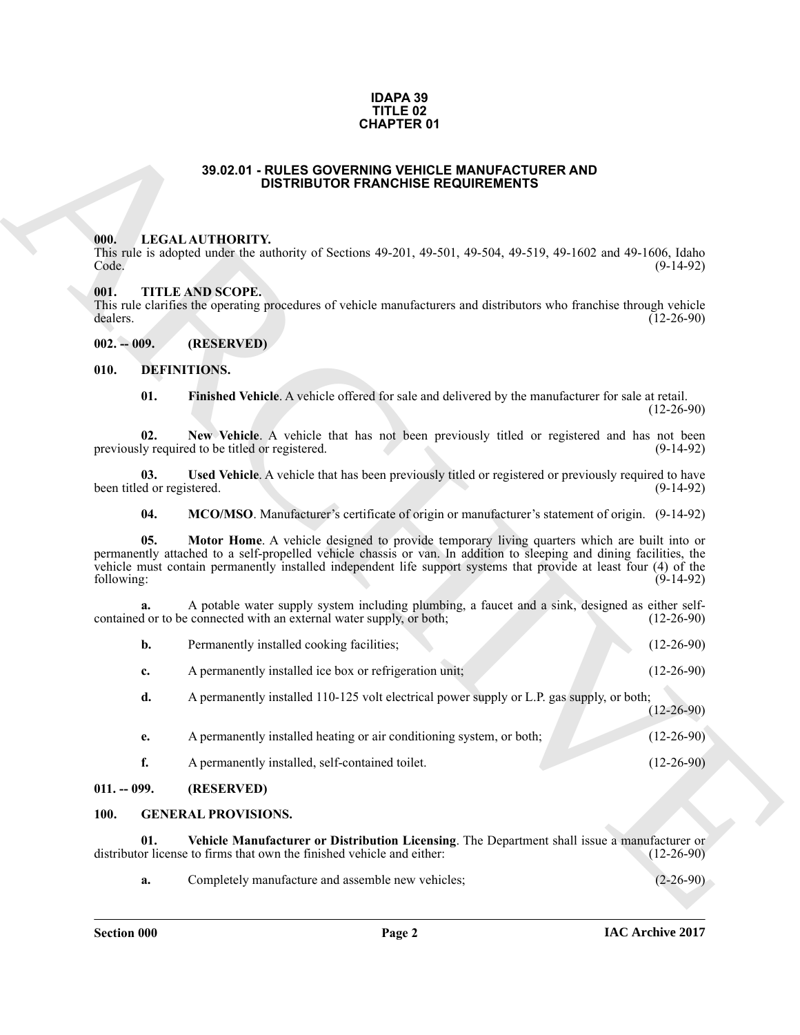**IDAPA 39**
**TITLE 02**
**CHAPTER 01**

# 39.02.01 - RULES GOVERNING VEHICLE MANUFACTURER AND DISTRIBUTOR FRANCHISE REQUIREMENTS

## 000. LEGAL AUTHORITY.

This rule is adopted under the authority of Sections 49-201, 49-501, 49-504, 49-519, 49-1602 and 49-1606, Idaho Code. (9-14-92)

## 001. TITLE AND SCOPE.

This rule clarifies the operating procedures of vehicle manufacturers and distributors who franchise through vehicle dealers. (12-26-90)

## 002. -- 009. (RESERVED)

## 010. DEFINITIONS.

**01. Finished Vehicle**. A vehicle offered for sale and delivered by the manufacturer for sale at retail. (12-26-90)

**02. New Vehicle**. A vehicle that has not been previously titled or registered and has not been previously required to be titled or registered. (9-14-92)

**03. Used Vehicle**. A vehicle that has been previously titled or registered or previously required to have been titled or registered. (9-14-92)

**04. MCO/MSO**. Manufacturer's certificate of origin or manufacturer's statement of origin. (9-14-92)

**05. Motor Home**. A vehicle designed to provide temporary living quarters which are built into or permanently attached to a self-propelled vehicle chassis or van. In addition to sleeping and dining facilities, the vehicle must contain permanently installed independent life support systems that provide at least four (4) of the following: (9-14-92)

**a.** A potable water supply system including plumbing, a faucet and a sink, designed as either self-contained or to be connected with an external water supply, or both; (12-26-90)

**b.** Permanently installed cooking facilities; (12-26-90)

**c.** A permanently installed ice box or refrigeration unit; (12-26-90)

**d.** A permanently installed 110-125 volt electrical power supply or L.P. gas supply, or both; (12-26-90)

**e.** A permanently installed heating or air conditioning system, or both; (12-26-90)

**f.** A permanently installed, self-contained toilet. (12-26-90)

## 011. -- 099. (RESERVED)

## 100. GENERAL PROVISIONS.

**01. Vehicle Manufacturer or Distribution Licensing**. The Department shall issue a manufacturer or distributor license to firms that own the finished vehicle and either: (12-26-90)

**a.** Completely manufacture and assemble new vehicles; (2-26-90)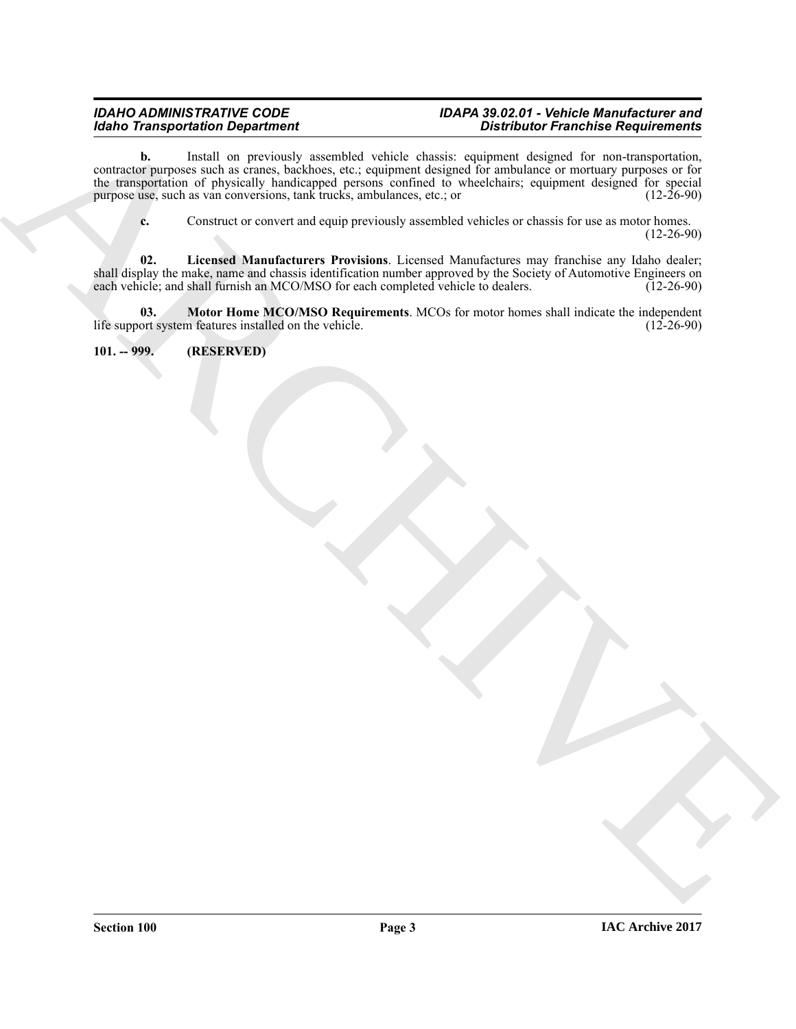**b.** Install on previously assembled vehicle chassis: equipment designed for non-transportation, contractor purposes such as cranes, backhoes, etc.; equipment designed for ambulance or mortuary purposes or for the transportation of physically handicapped persons confined to wheelchairs; equipment designed for special purpose use, such as van conversions, tank trucks, ambulances, etc.; or (12-26-90)

**c.** Construct or convert and equip previously assembled vehicles or chassis for use as motor homes. (12-26-90)

**02. Licensed Manufacturers Provisions**. Licensed Manufactures may franchise any Idaho dealer; shall display the make, name and chassis identification number approved by the Society of Automotive Engineers on each vehicle; and shall furnish an MCO/MSO for each completed vehicle to dealers. (12-26-90)

**03. Motor Home MCO/MSO Requirements**. MCOs for motor homes shall indicate the independent life support system features installed on the vehicle. (12-26-90)

**101. -- 999. (RESERVED)**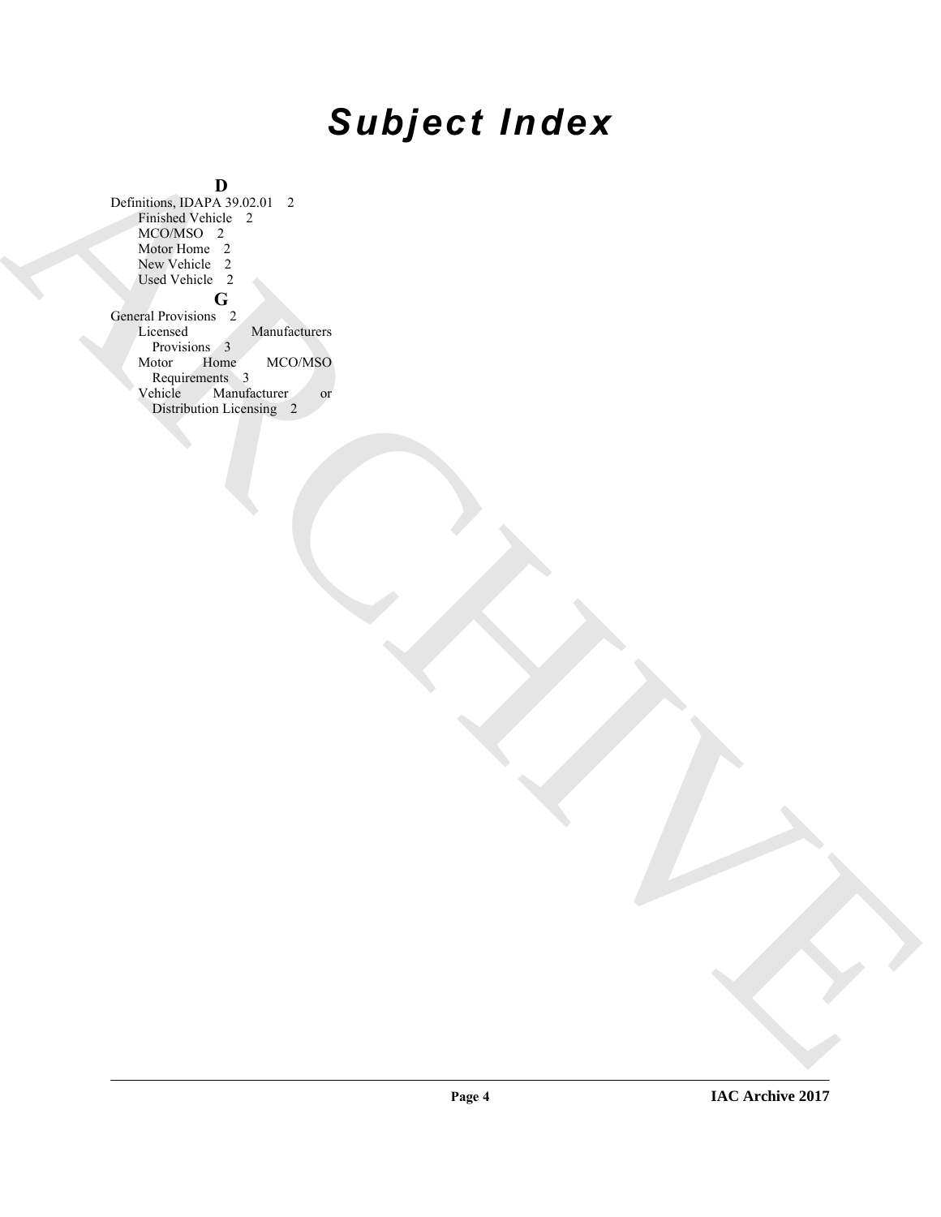# *Subject Index*

**D**

Definitions, IDAPA 39.02.01 2
- Finished Vehicle 2
- MCO/MSO 2
- Motor Home 2
- New Vehicle 2
- Used Vehicle 2

**G**

General Provisions 2
- Licensed Manufacturers Provisions 3
- Motor Home MCO/MSO Requirements 3
- Vehicle Manufacturer or Distribution Licensing 2